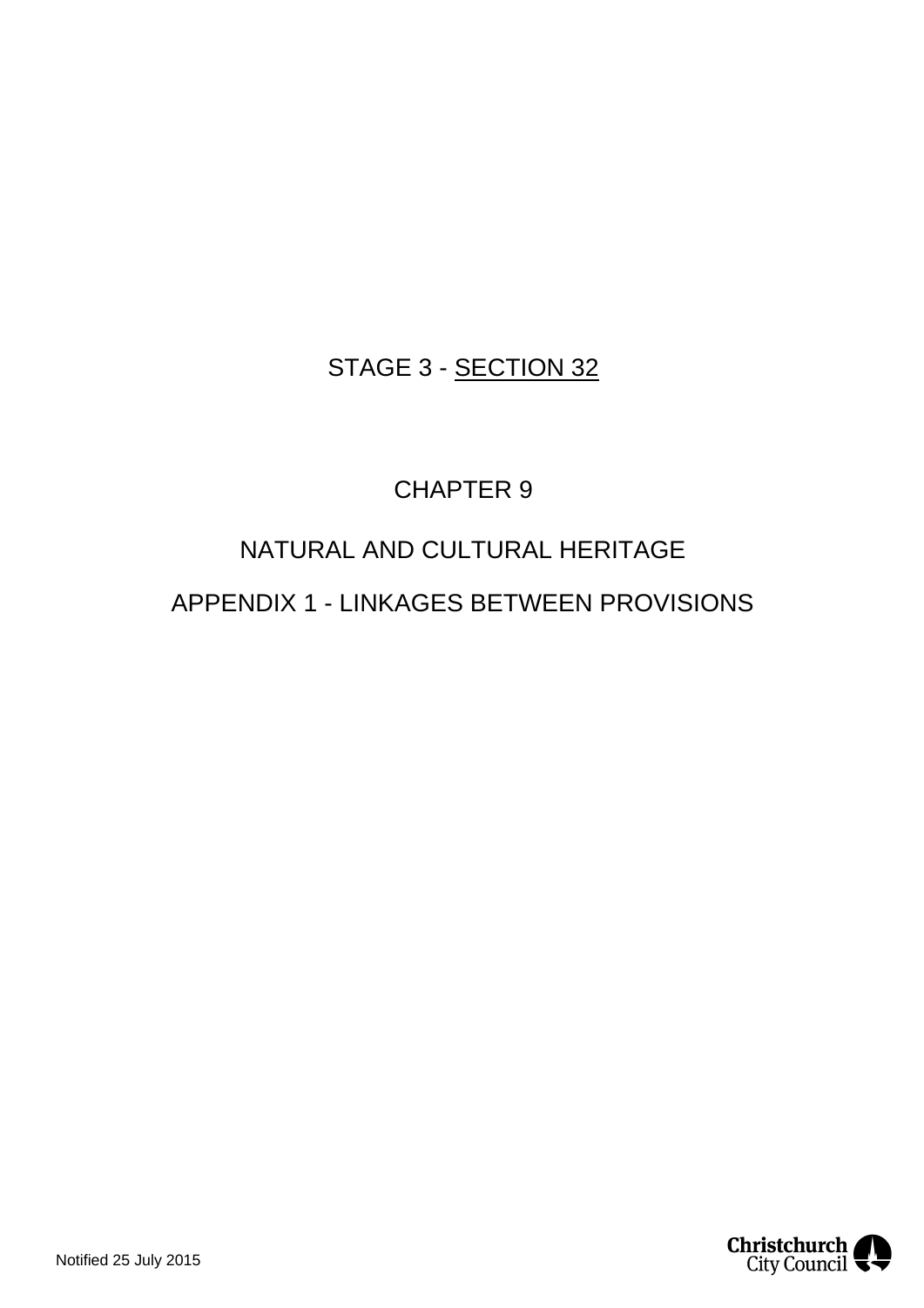# STAGE 3 - SECTION 32

# CHAPTER 9

# NATURAL AND CULTURAL HERITAGE

# APPENDIX 1 - LINKAGES BETWEEN PROVISIONS

Notified 25 July 2015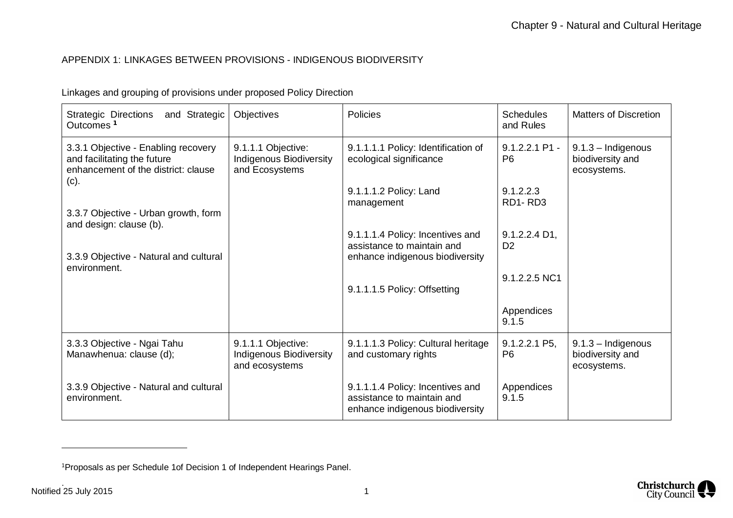APPENDIX 1: LINKAGES BETWEEN PROVISIONS - INDIGENOUS BIODIVERSITY

Linkages and grouping of provisions under proposed Policy Direction

| Strategic Directions and Strategic Outcomes [1] | Objectives | Policies | Schedules and Rules | Matters of Discretion |
|---|---|---|---|---|
| 3.3.1 Objective - Enabling recovery and facilitating the future enhancement of the district: clause (c).<br><br>3.3.7 Objective - Urban growth, form and design: clause (b).<br><br>3.3.9 Objective - Natural and cultural environment. | 9.1.1.1 Objective: Indigenous Biodiversity and Ecosystems | 9.1.1.1.1 Policy: Identification of ecological significance<br><br>9.1.1.1.2 Policy: Land management<br><br>9.1.1.1.4 Policy: Incentives and assistance to maintain and enhance indigenous biodiversity<br><br>9.1.1.1.5 Policy: Offsetting | 9.1.2.2.1 P1 - P6<br><br>9.1.2.2.3 RD1- RD3<br><br>9.1.2.2.4 D1, D2<br><br>9.1.2.2.5 NC1<br><br>Appendices 9.1.5 | 9.1.3 – Indigenous biodiversity and ecosystems. |
| 3.3.3 Objective - Ngai Tahu Manawhenua: clause (d);<br><br>3.3.9 Objective - Natural and cultural environment. | 9.1.1.1 Objective: Indigenous Biodiversity and ecosystems | 9.1.1.1.3 Policy: Cultural heritage and customary rights<br><br>9.1.1.1.4 Policy: Incentives and assistance to maintain and enhance indigenous biodiversity | 9.1.2.2.1 P5, P6<br><br>Appendices 9.1.5 | 9.1.3 – Indigenous biodiversity and ecosystems. |

[1] Proposals as per Schedule 1of Decision 1 of Independent Hearings Panel.

Notified 25 July 2015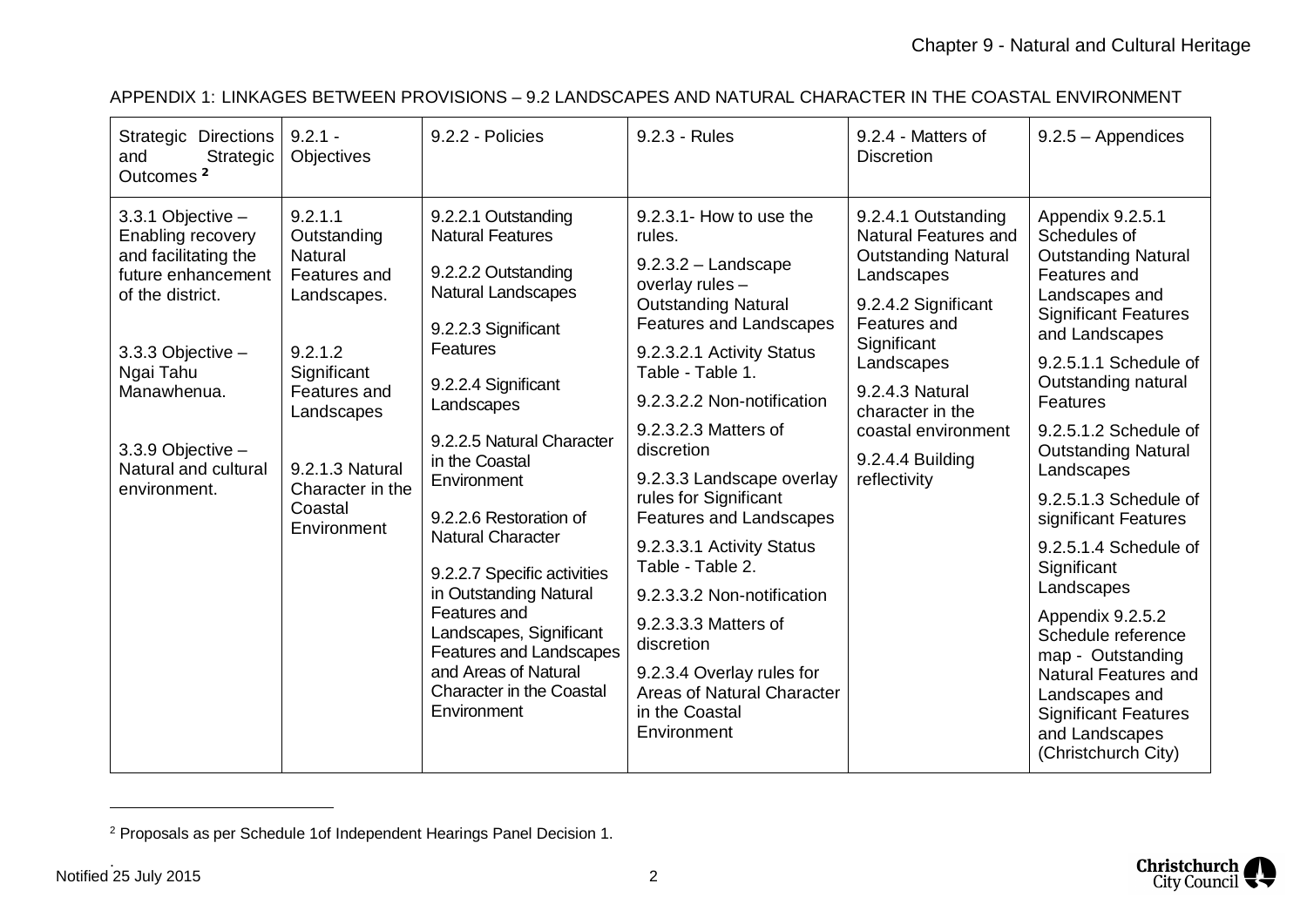APPENDIX 1: LINKAGES BETWEEN PROVISIONS – 9.2 LANDSCAPES AND NATURAL CHARACTER IN THE COASTAL ENVIRONMENT

| Strategic Directions and Strategic Outcomes [2] | 9.2.1 - Objectives | 9.2.2 - Policies | 9.2.3 - Rules | 9.2.4 - Matters of Discretion | 9.2.5 – Appendices |
|---|---|---|---|---|---|
| 3.3.1 Objective – Enabling recovery and facilitating the future enhancement of the district.<br><br>3.3.3 Objective – Ngai Tahu Manawhenua.<br><br>3.3.9 Objective – Natural and cultural environment. | 9.2.1.1 Outstanding Natural Features and Landscapes.<br><br>9.2.1.2 Significant Features and Landscapes<br><br>9.2.1.3 Natural Character in the Coastal Environment | 9.2.2.1 Outstanding Natural Features<br><br>9.2.2.2 Outstanding Natural Landscapes<br><br>9.2.2.3 Significant Features<br><br>9.2.2.4 Significant Landscapes<br><br>9.2.2.5 Natural Character in the Coastal Environment<br><br>9.2.2.6 Restoration of Natural Character<br><br>9.2.2.7 Specific activities in Outstanding Natural Features and Landscapes, Significant Features and Landscapes and Areas of Natural Character in the Coastal Environment | 9.2.3.1- How to use the rules.<br><br>9.2.3.2 – Landscape overlay rules – Outstanding Natural Features and Landscapes<br><br>9.2.3.2.1 Activity Status Table - Table 1.<br><br>9.2.3.2.2 Non-notification<br><br>9.2.3.2.3 Matters of discretion<br><br>9.2.3.3 Landscape overlay rules for Significant Features and Landscapes<br><br>9.2.3.3.1 Activity Status Table - Table 2.<br><br>9.2.3.3.2 Non-notification<br><br>9.2.3.3.3 Matters of discretion<br><br>9.2.3.4 Overlay rules for Areas of Natural Character in the Coastal Environment | 9.2.4.1 Outstanding Natural Features and Outstanding Natural Landscapes<br><br>9.2.4.2 Significant Features and Significant Landscapes<br><br>9.2.4.3 Natural character in the coastal environment<br><br>9.2.4.4 Building reflectivity | Appendix 9.2.5.1 Schedules of Outstanding Natural Features and Landscapes and Significant Features and Landscapes<br><br>9.2.5.1.1 Schedule of Outstanding natural Features<br><br>9.2.5.1.2 Schedule of Outstanding Natural Landscapes<br><br>9.2.5.1.3 Schedule of significant Features<br><br>9.2.5.1.4 Schedule of Significant Landscapes<br><br>Appendix 9.2.5.2 Schedule reference map - Outstanding Natural Features and Landscapes and Significant Features and Landscapes (Christchurch City) |

[2] Proposals as per Schedule 1of Independent Hearings Panel Decision 1.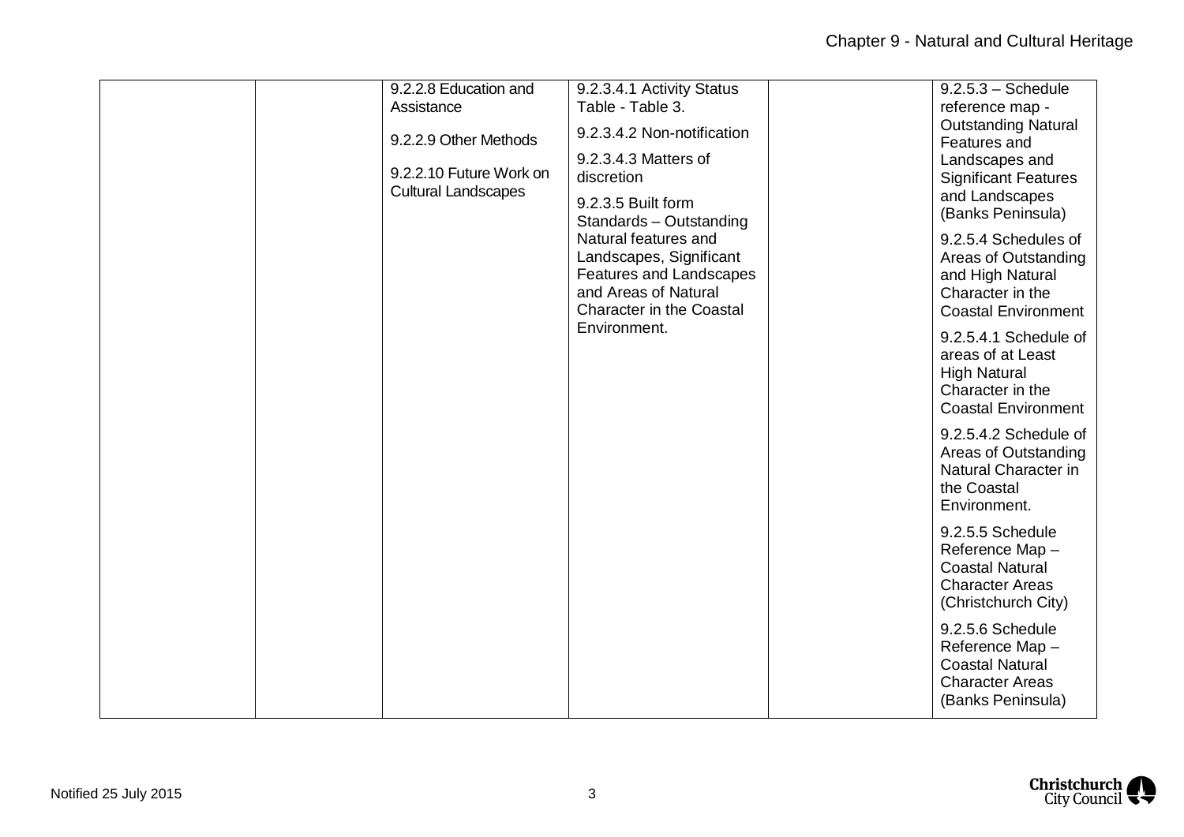| | | | | | |
|---|---|---|---|---|---|
| | | 9.2.2.8 Education and Assistance<br><br>9.2.2.9 Other Methods<br><br>9.2.2.10 Future Work on Cultural Landscapes | 9.2.3.4.1 Activity Status Table - Table 3.<br><br>9.2.3.4.2 Non-notification<br><br>9.2.3.4.3 Matters of discretion<br><br>9.2.3.5 Built form Standards – Outstanding Natural features and Landscapes, Significant Features and Landscapes and Areas of Natural Character in the Coastal Environment. | | 9.2.5.3 – Schedule reference map - Outstanding Natural Features and Landscapes and Significant Features and Landscapes (Banks Peninsula)<br><br>9.2.5.4 Schedules of Areas of Outstanding and High Natural Character in the Coastal Environment<br><br>9.2.5.4.1 Schedule of areas of at Least High Natural Character in the Coastal Environment<br><br>9.2.5.4.2 Schedule of Areas of Outstanding Natural Character in the Coastal Environment.<br><br>9.2.5.5 Schedule Reference Map – Coastal Natural Character Areas (Christchurch City)<br><br>9.2.5.6 Schedule Reference Map – Coastal Natural Character Areas (Banks Peninsula) |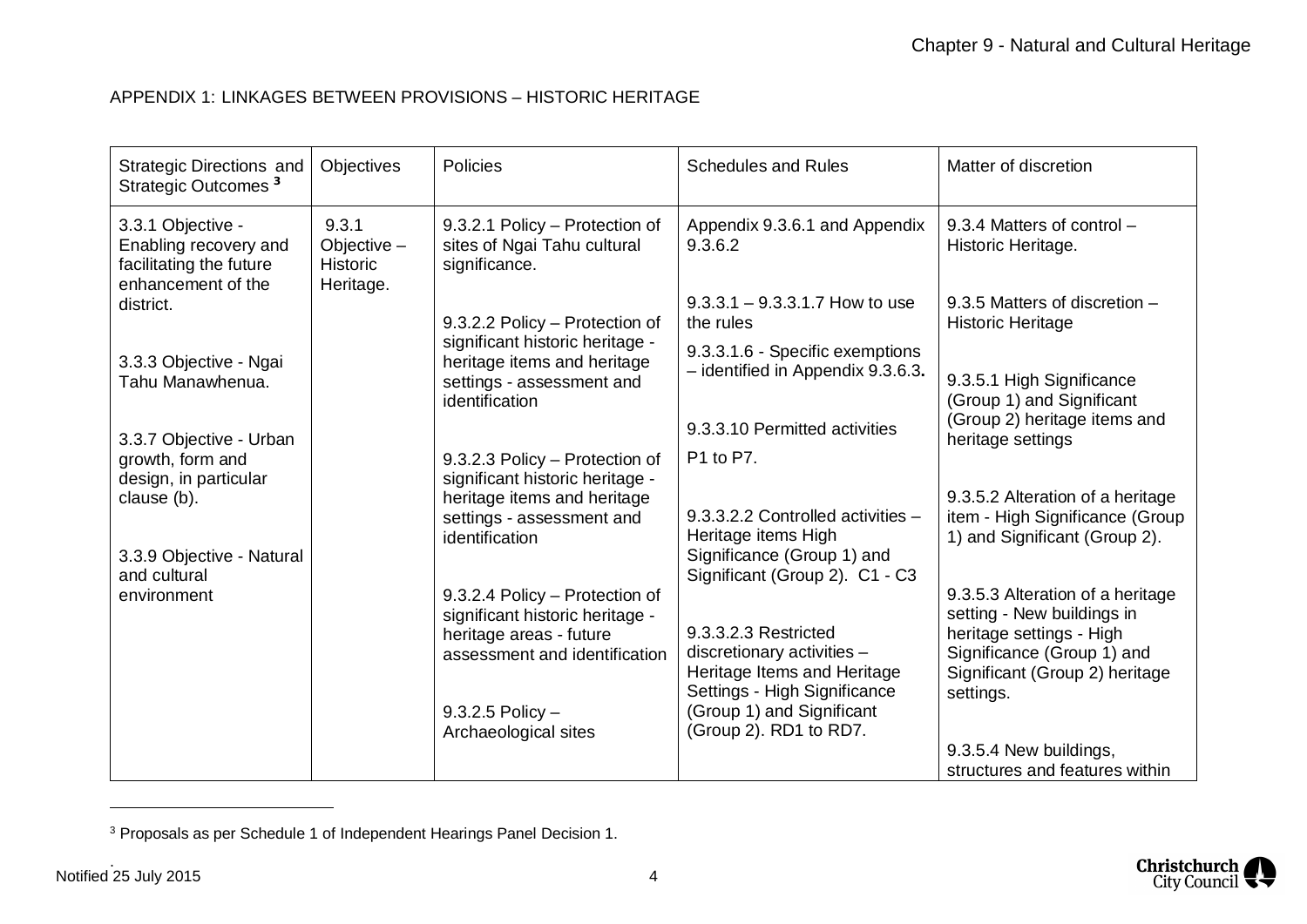APPENDIX 1: LINKAGES BETWEEN PROVISIONS – HISTORIC HERITAGE

| Strategic Directions and Strategic Outcomes [3] | Objectives | Policies | Schedules and Rules | Matter of discretion |
|---|---|---|---|---|
| 3.3.1 Objective - Enabling recovery and facilitating the future enhancement of the district.<br><br>3.3.3 Objective - Ngai Tahu Manawhenua.<br><br>3.3.7 Objective - Urban growth, form and design, in particular clause (b).<br><br>3.3.9 Objective - Natural and cultural environment | 9.3.1 Objective – Historic Heritage. | 9.3.2.1 Policy – Protection of sites of Ngai Tahu cultural significance.<br><br>9.3.2.2 Policy – Protection of significant historic heritage - heritage items and heritage settings - assessment and identification<br><br>9.3.2.3 Policy – Protection of significant historic heritage - heritage items and heritage settings - assessment and identification<br><br>9.3.2.4 Policy – Protection of significant historic heritage - heritage areas - future assessment and identification<br><br>9.3.2.5 Policy – Archaeological sites | Appendix 9.3.6.1 and Appendix 9.3.6.2<br><br>9.3.3.1 – 9.3.3.1.7 How to use the rules<br><br>9.3.3.1.6 - Specific exemptions – identified in Appendix 9.3.6.3**.**<br><br>9.3.3.10 Permitted activities P1 to P7.<br><br>9.3.3.2.2 Controlled activities – Heritage items High Significance (Group 1) and Significant (Group 2). C1 - C3<br><br>9.3.3.2.3 Restricted discretionary activities – Heritage Items and Heritage Settings - High Significance (Group 1) and Significant (Group 2). RD1 to RD7. | 9.3.4 Matters of control – Historic Heritage.<br><br>9.3.5 Matters of discretion – Historic Heritage<br><br>9.3.5.1 High Significance (Group 1) and Significant (Group 2) heritage items and heritage settings<br><br>9.3.5.2 Alteration of a heritage item - High Significance (Group 1) and Significant (Group 2).<br><br>9.3.5.3 Alteration of a heritage setting - New buildings in heritage settings - High Significance (Group 1) and Significant (Group 2) heritage settings.<br><br>9.3.5.4 New buildings, structures and features within |

[3] Proposals as per Schedule 1 of Independent Hearings Panel Decision 1.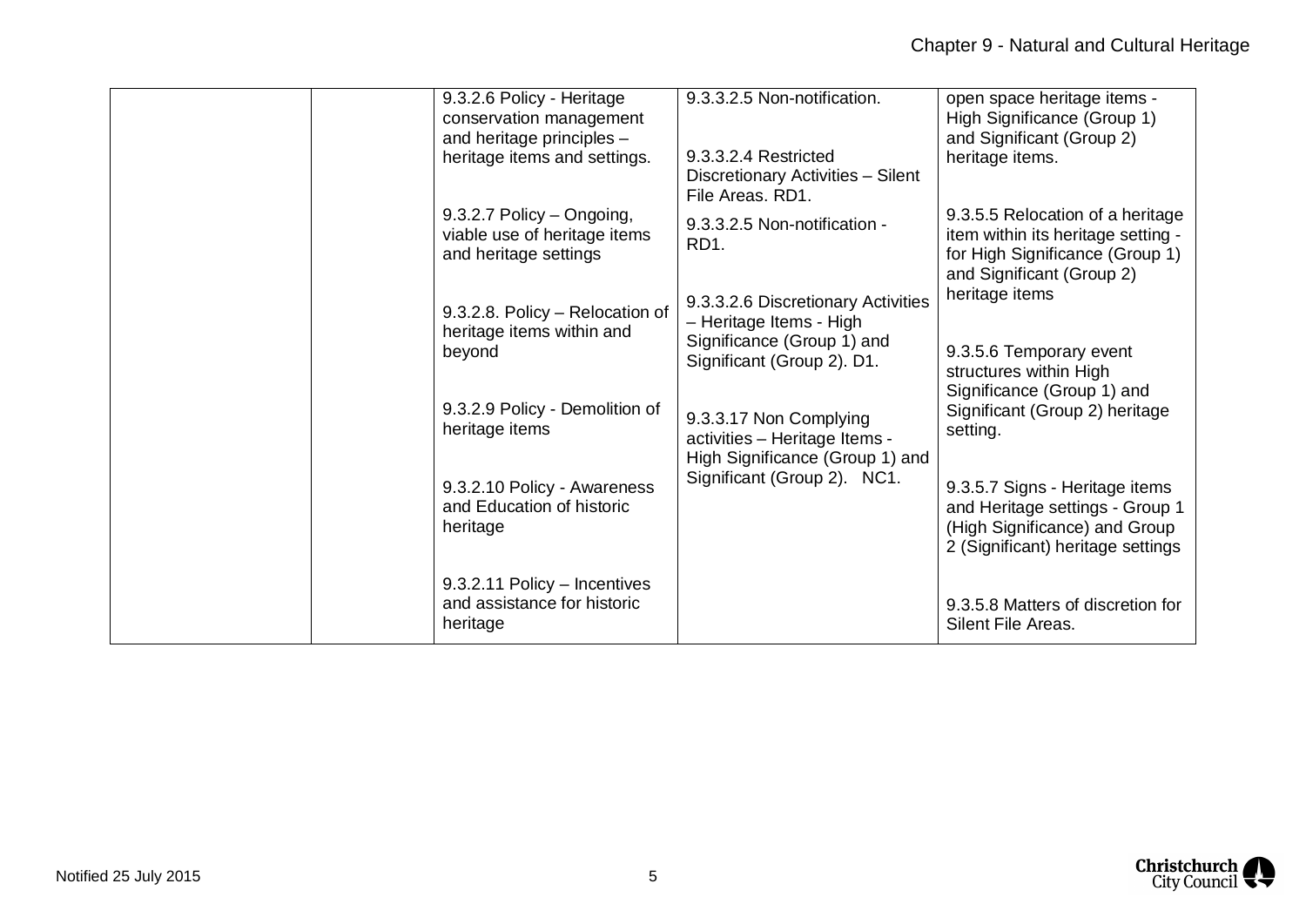| | | | | |
|---|---|---|---|---|
| | | 9.3.2.6 Policy - Heritage conservation management and heritage principles – heritage items and settings.<br><br>9.3.2.7 Policy – Ongoing, viable use of heritage items and heritage settings<br><br>9.3.2.8. Policy – Relocation of heritage items within and beyond<br><br>9.3.2.9 Policy - Demolition of heritage items<br><br>9.3.2.10 Policy - Awareness and Education of historic heritage<br><br>9.3.2.11 Policy – Incentives and assistance for historic heritage | 9.3.3.2.5 Non-notification.<br><br>9.3.3.2.4 Restricted Discretionary Activities – Silent File Areas. RD1.<br><br>9.3.3.2.5 Non-notification - RD1.<br><br>9.3.3.2.6 Discretionary Activities – Heritage Items - High Significance (Group 1) and Significant (Group 2). D1.<br><br>9.3.3.17 Non Complying activities – Heritage Items - High Significance (Group 1) and Significant (Group 2). NC1. | open space heritage items - High Significance (Group 1) and Significant (Group 2) heritage items.<br><br>9.3.5.5 Relocation of a heritage item within its heritage setting - for High Significance (Group 1) and Significant (Group 2) heritage items<br><br>9.3.5.6 Temporary event structures within High Significance (Group 1) and Significant (Group 2) heritage setting.<br><br>9.3.5.7 Signs - Heritage items and Heritage settings - Group 1 (High Significance) and Group 2 (Significant) heritage settings<br><br>9.3.5.8 Matters of discretion for Silent File Areas. |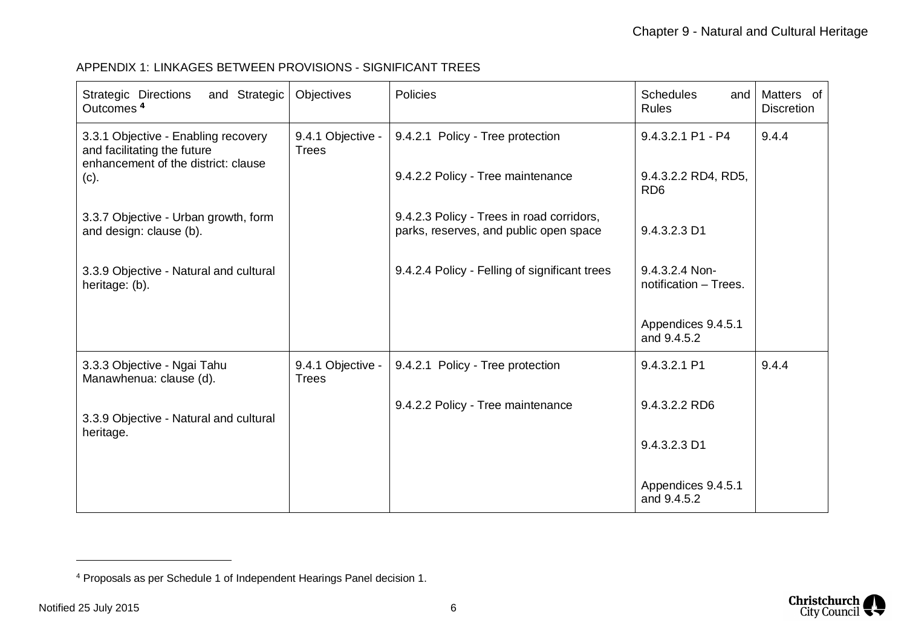APPENDIX 1: LINKAGES BETWEEN PROVISIONS - SIGNIFICANT TREES

| Strategic Directions and Strategic Outcomes [4] | Objectives | Policies | Schedules and Rules | Matters of Discretion |
| --- | --- | --- | --- | --- |
| 3.3.1 Objective - Enabling recovery and facilitating the future enhancement of the district: clause (c).<br><br>3.3.7 Objective - Urban growth, form and design: clause (b).<br><br>3.3.9 Objective - Natural and cultural heritage: (b). | 9.4.1 Objective - Trees | 9.4.2.1 Policy - Tree protection<br><br>9.4.2.2 Policy - Tree maintenance<br><br>9.4.2.3 Policy - Trees in road corridors, parks, reserves, and public open space<br><br>9.4.2.4 Policy - Felling of significant trees | 9.4.3.2.1 P1 - P4<br><br>9.4.3.2.2 RD4, RD5, RD6<br><br>9.4.3.2.3 D1<br><br>9.4.3.2.4 Non-notification – Trees.<br><br>Appendices 9.4.5.1 and 9.4.5.2 | 9.4.4 |
| 3.3.3 Objective - Ngai Tahu Manawhenua: clause (d).<br><br>3.3.9 Objective - Natural and cultural heritage. | 9.4.1 Objective - Trees | 9.4.2.1 Policy - Tree protection<br><br>9.4.2.2 Policy - Tree maintenance | 9.4.3.2.1 P1<br><br>9.4.3.2.2 RD6<br><br>9.4.3.2.3 D1<br><br>Appendices 9.4.5.1 and 9.4.5.2 | 9.4.4 |

[4] Proposals as per Schedule 1 of Independent Hearings Panel decision 1.